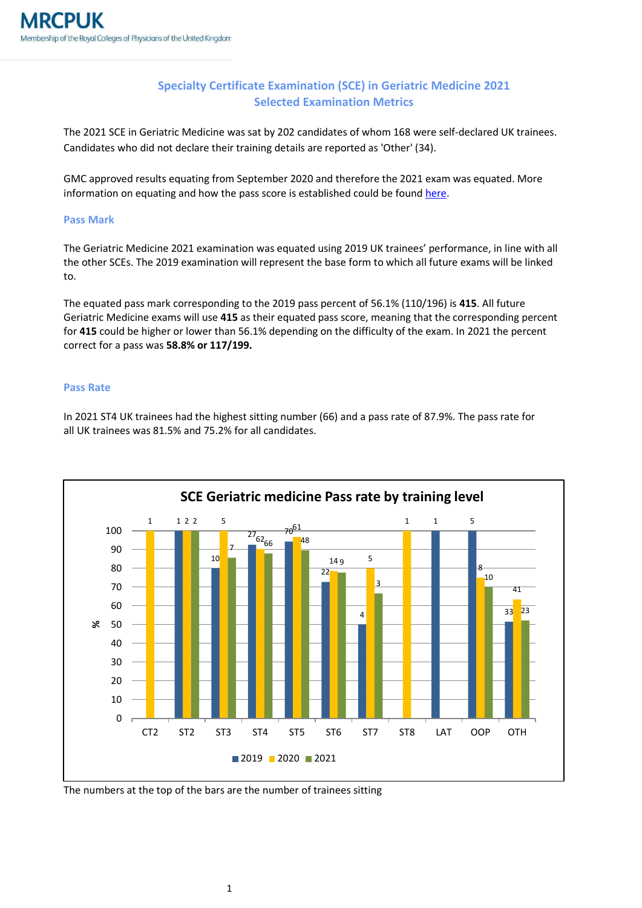# Specialty Certificate Examination (SCE) in Geriatric Medicine 2021
## Selected Examination Metrics

The 2021 SCE in Geriatric Medicine was sat by 202 candidates of whom 168 were self-declared UK trainees. Candidates who did not declare their training details are reported as 'Other' (34).

GMC approved results equating from September 2020 and therefore the 2021 exam was equated. More information on equating and how the pass score is established could be found here.

### Pass Mark

The Geriatric Medicine 2021 examination was equated using 2019 UK trainees' performance, in line with all the other SCEs. The 2019 examination will represent the base form to which all future exams will be linked to.

The equated pass mark corresponding to the 2019 pass percent of 56.1% (110/196) is **415**. All future Geriatric Medicine exams will use **415** as their equated pass score, meaning that the corresponding percent for **415** could be higher or lower than 56.1% depending on the difficulty of the exam. In 2021 the percent correct for a pass was **58.8% or 117/199.**

### Pass Rate

In 2021 ST4 UK trainees had the highest sitting number (66) and a pass rate of 87.9%. The pass rate for all UK trainees was 81.5% and 75.2% for all candidates.

**SCE Geriatric medicine Pass rate by training level**

The numbers at the top of the bars are the number of trainees sitting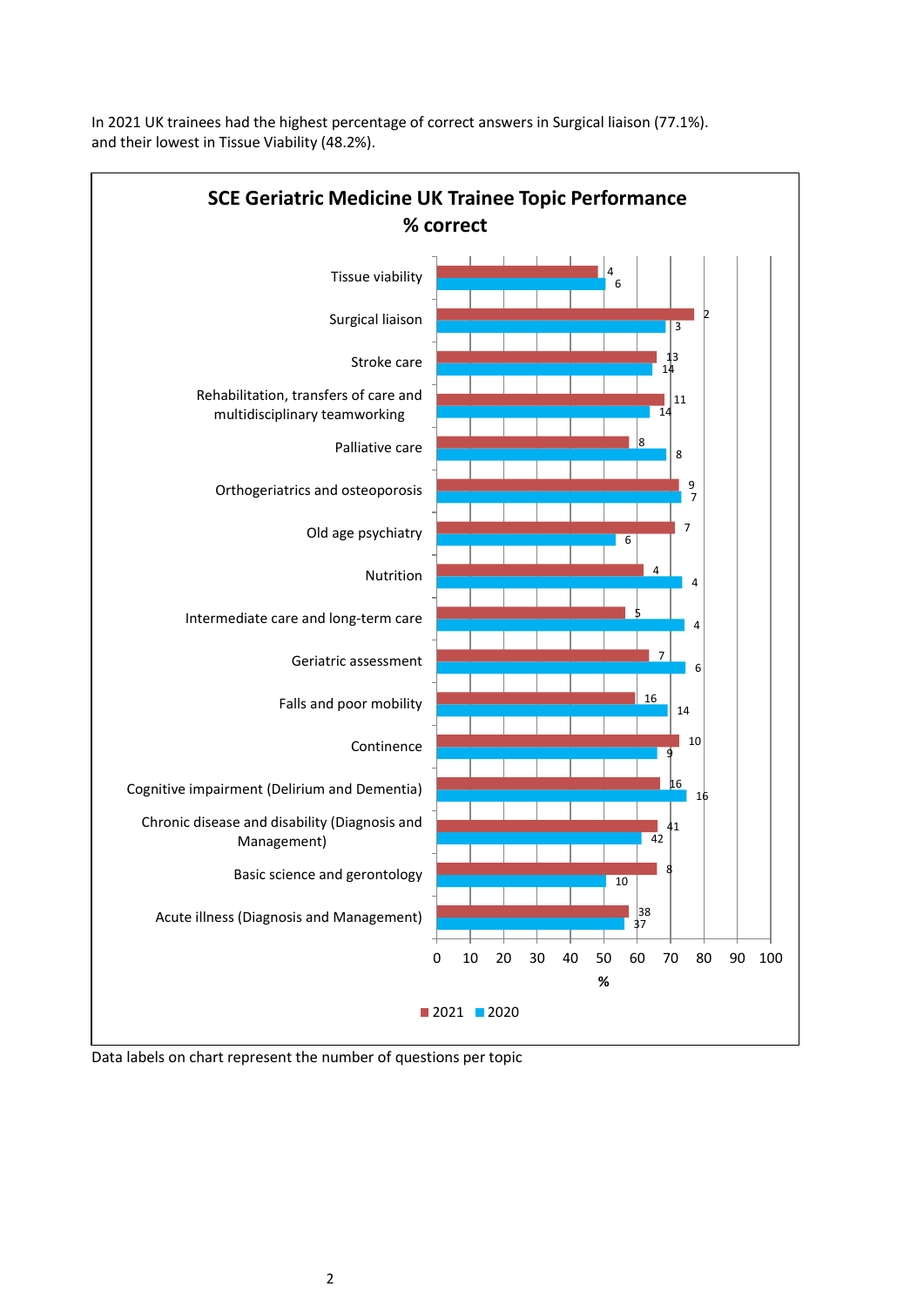In 2021 UK trainees had the highest percentage of correct answers in Surgical liaison (77.1%). and their lowest in Tissue Viability (48.2%).

**SCE Geriatric Medicine UK Trainee Topic Performance % correct**

| Topic | 2021 (questions) | 2020 (questions) |
|---|---|---|
| Tissue viability | 4 | 6 |
| Surgical liaison | 2 | 3 |
| Stroke care | 13 | 14 |
| Rehabilitation, transfers of care and multidisciplinary teamworking | 11 | 14 |
| Palliative care | 8 | 8 |
| Orthogeriatrics and osteoporosis | 9 | 7 |
| Old age psychiatry | 7 | 6 |
| Nutrition | 4 | 4 |
| Intermediate care and long-term care | 5 | 4 |
| Geriatric assessment | 7 | 6 |
| Falls and poor mobility | 16 | 14 |
| Continence | 10 | 9 |
| Cognitive impairment (Delirium and Dementia) | 16 | 16 |
| Chronic disease and disability (Diagnosis and Management) | 41 | 42 |
| Basic science and gerontology | 8 | 10 |
| Acute illness (Diagnosis and Management) | 38 | 37 |

Data labels on chart represent the number of questions per topic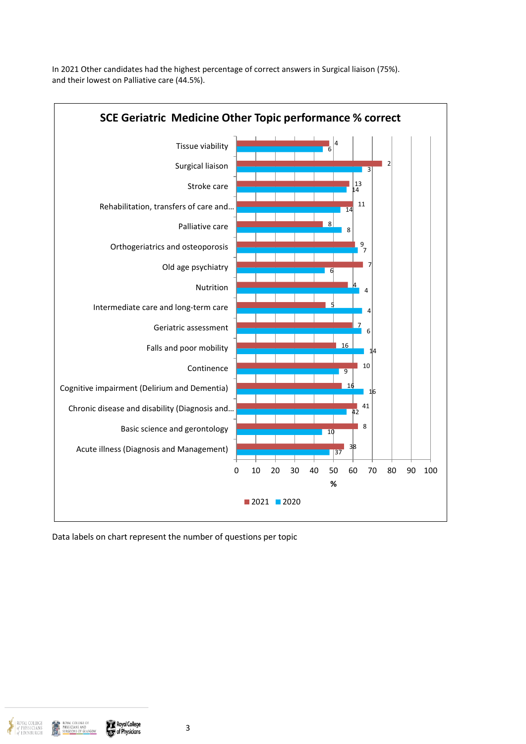In 2021 Other candidates had the highest percentage of correct answers in Surgical liaison (75%). and their lowest on Palliative care (44.5%).

**SCE Geriatric Medicine Other Topic performance % correct**

Tissue viability 4 6

Surgical liaison 2 3

Stroke care 13 14

Rehabilitation, transfers of care and... 11 14

Palliative care 8 8

Orthogeriatrics and osteoporosis 9 7

Old age psychiatry 7 6

Nutrition 4 4

Intermediate care and long-term care 5 4

Geriatric assessment 7 6

Falls and poor mobility 16 14

Continence 10 9

Cognitive impairment (Delirium and Dementia) 16 16

Chronic disease and disability (Diagnosis and... 41 42

Basic science and gerontology 8 10

Acute illness (Diagnosis and Management) 38 37

0 10 20 30 40 50 60 70 80 90 100

%

2021 2020

Data labels on chart represent the number of questions per topic